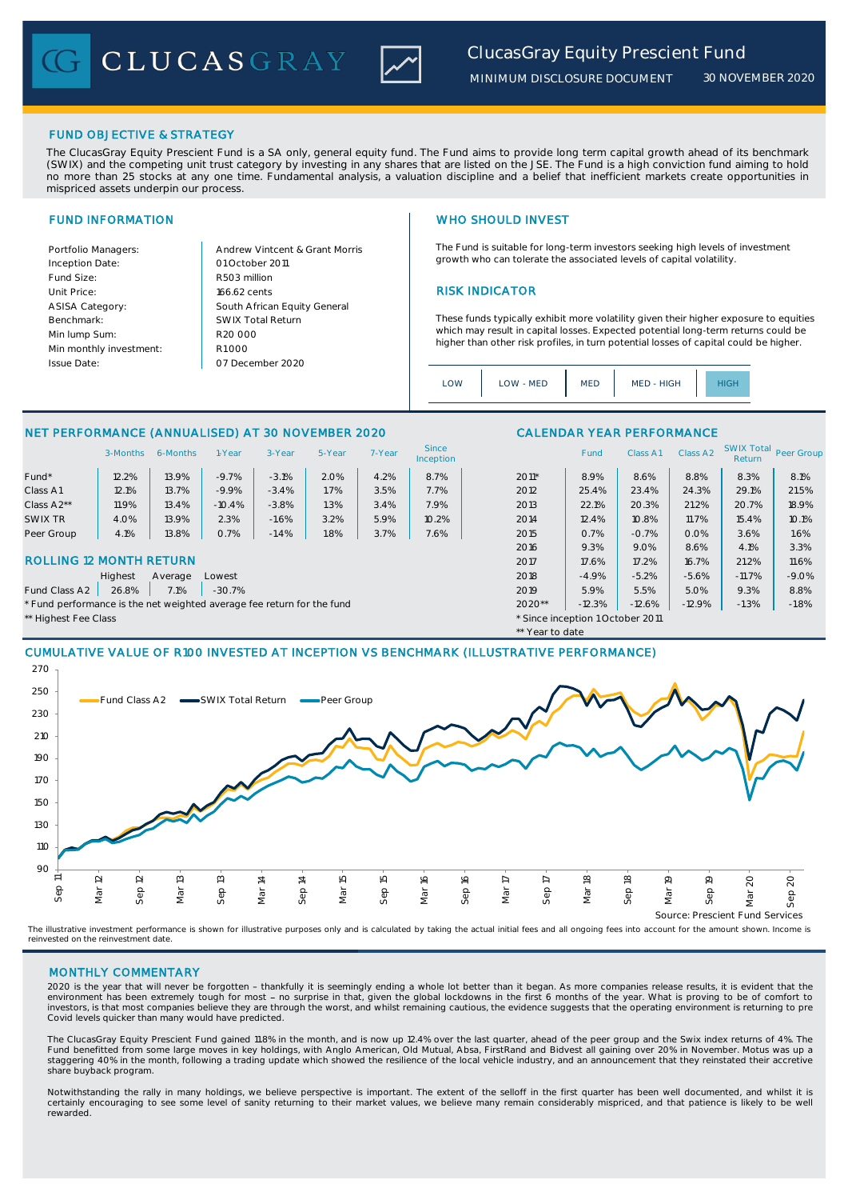# ClucasGray Equity Prescient Fund

MINIMUM DISCLOSURE DOCUMENT 30 NOVEMBER 2020

## FUND OBJECTIVE & STRATEGY

The ClucasGray Equity Prescient Fund is a SA only, general equity fund. The Fund aims to provide long term capital growth ahead of its benchmark (SWIX) and the competing unit trust category by investing in any shares that are listed on the JSE. The Fund is a high conviction fund aiming to hold no more than 25 stocks at any one time. Fundamental analysis, a valuation discipline and a belief that inefficient markets create opportunities in mispriced assets underpin our process.

## FUND INFORMATION

| | |
|---|---|
| Portfolio Managers: | Andrew Vintcent & Grant Morris |
| Inception Date: | 01 October 2011 |
| Fund Size: | R503 million |
| Unit Price: | 166.62 cents |
| ASISA Category: | South African Equity General |
| Benchmark: | SWIX Total Return |
| Min lump Sum: | R20 000 |
| Min monthly investment: | R1000 |
| Issue Date: | 07 December 2020 |

## WHO SHOULD INVEST

The Fund is suitable for long-term investors seeking high levels of investment growth who can tolerate the associated levels of capital volatility.

## RISK INDICATOR

These funds typically exhibit more volatility given their higher exposure to equities which may result in capital losses. Expected potential long-term returns could be higher than other risk profiles, in turn potential losses of capital could be higher.

LOW | LOW - MED | MED | MED - HIGH | **HIGH**

## NET PERFORMANCE (ANNUALISED) AT 30 NOVEMBER 2020

| | 3-Months | 6-Months | 1-Year | 3-Year | 5-Year | 7-Year | Since Inception |
|---|---|---|---|---|---|---|---|
| Fund* | 12.2% | 13.9% | -9.7% | -3.1% | 2.0% | 4.2% | 8.7% |
| Class A1 | 12.1% | 13.7% | -9.9% | -3.4% | 1.7% | 3.5% | 7.7% |
| Class A2** | 11.9% | 13.4% | -10.4% | -3.8% | 1.3% | 3.4% | 7.9% |
| SWIX TR | 4.0% | 13.9% | 2.3% | -1.6% | 3.2% | 5.9% | 10.2% |
| Peer Group | 4.1% | 13.8% | 0.7% | -1.4% | 1.8% | 3.7% | 7.6% |

## ROLLING 12 MONTH RETURN

| | Highest | Average | Lowest |
|---|---|---|---|
| Fund Class A2 | 26.8% | 7.1% | -30.7% |

\* Fund performance is the net weighted average fee return for the fund

** Highest Fee Class

## CALENDAR YEAR PERFORMANCE

| | Fund | Class A1 | Class A2 | SWIX Total Return | Peer Group |
|---|---|---|---|---|---|
| 2011* | 8.9% | 8.6% | 8.8% | 8.3% | 8.1% |
| 2012 | 25.4% | 23.4% | 24.3% | 29.1% | 21.5% |
| 2013 | 22.1% | 20.3% | 21.2% | 20.7% | 18.9% |
| 2014 | 12.4% | 10.8% | 11.7% | 15.4% | 10.1% |
| 2015 | 0.7% | -0.7% | 0.0% | 3.6% | 1.6% |
| 2016 | 9.3% | 9.0% | 8.6% | 4.1% | 3.3% |
| 2017 | 17.6% | 17.2% | 16.7% | 21.2% | 11.6% |
| 2018 | -4.9% | -5.2% | -5.6% | -11.7% | -9.0% |
| 2019 | 5.9% | 5.5% | 5.0% | 9.3% | 8.8% |
| 2020** | -12.3% | -12.6% | -12.9% | -1.3% | -1.8% |

\* Since inception 1 October 2011

** Year to date

## CUMULATIVE VALUE OF R100 INVESTED AT INCEPTION VS BENCHMARK (ILLUSTRATIVE PERFORMANCE)

Legend: Fund Class A2, SWIX Total Return, Peer Group

Source: Prescient Fund Services

The illustrative investment performance is shown for illustrative purposes only and is calculated by taking the actual initial fees and all ongoing fees into account for the amount shown. Income is reinvested on the reinvestment date.

## MONTHLY COMMENTARY

2020 is the year that will never be forgotten – thankfully it is seemingly ending a whole lot better than it began. As more companies release results, it is evident that the environment has been extremely tough for most – no surprise in that, given the global lockdowns in the first 6 months of the year. What is proving to be of comfort to investors, is that most companies believe they are through the worst, and whilst remaining cautious, the evidence suggests that the operating environment is returning to pre Covid levels quicker than many would have predicted.

The ClucasGray Equity Prescient Fund gained 11.8% in the month, and is now up 12.4% over the last quarter, ahead of the peer group and the Swix index returns of 4%. The Fund benefitted from some large moves in key holdings, with Anglo American, Old Mutual, Absa, FirstRand and Bidvest all gaining over 20% in November. Motus was up a staggering 40% in the month, following a trading update which showed the resilience of the local vehicle industry, and an announcement that they reinstated their accretive share buyback program.

Notwithstanding the rally in many holdings, we believe perspective is important. The extent of the selloff in the first quarter has been well documented, and whilst it is certainly encouraging to see some level of sanity returning to their market values, we believe many remain considerably mispriced, and that patience is likely to be well rewarded.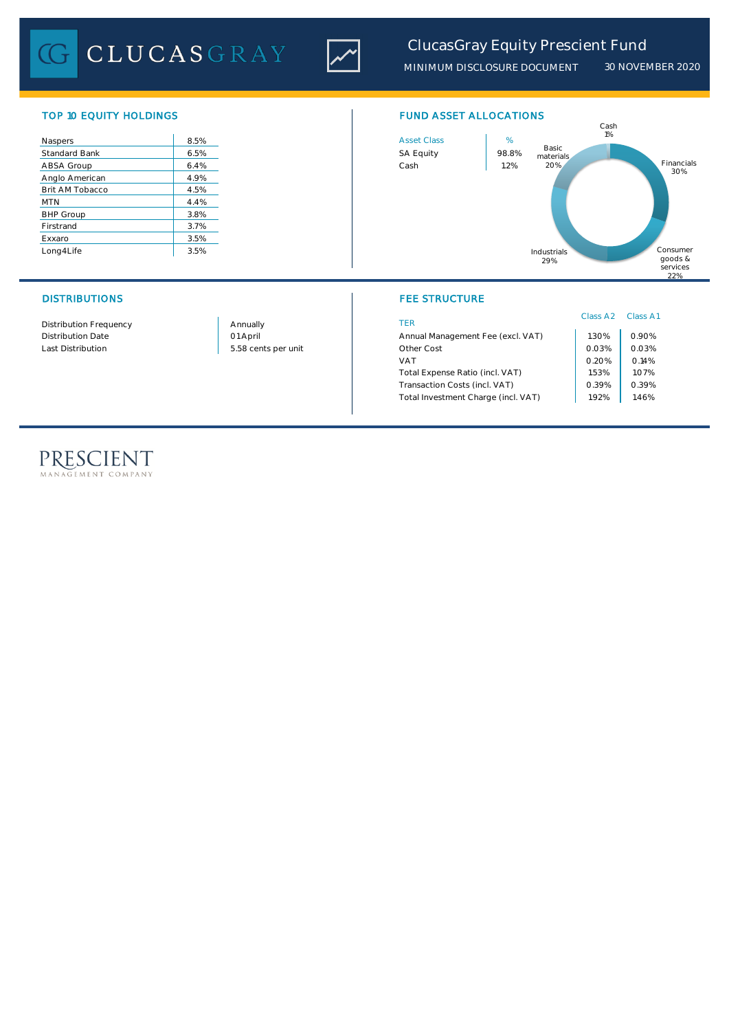## TOP 10 EQUITY HOLDINGS

| | |
|---|---|
| Naspers | 8.5% |
| Standard Bank | 6.5% |
| ABSA Group | 6.4% |
| Anglo American | 4.9% |
| Brit AM Tobacco | 4.5% |
| MTN | 4.4% |
| BHP Group | 3.8% |
| Firstrand | 3.7% |
| Exxaro | 3.5% |
| Long4Life | 3.5% |

## FUND ASSET ALLOCATIONS

| Asset Class | % |
|---|---|
| SA Equity | 98.8% |
| Cash | 1.2% |

Cash 1%

Basic materials 20%

Financials 30%

Industrials 29%

Consumer goods & services 22%

## DISTRIBUTIONS

| | |
|---|---|
| Distribution Frequency | Annually |
| Distribution Date | 01 April |
| Last Distribution | 5.58 cents per unit |

## FEE STRUCTURE

| TER | Class A2 | Class A1 |
|---|---|---|
| Annual Management Fee (excl. VAT) | 1.30% | 0.90% |
| Other Cost | 0.03% | 0.03% |
| VAT | 0.20% | 0.14% |
| Total Expense Ratio (incl. VAT) | 1.53% | 1.07% |
| Transaction Costs (incl. VAT) | 0.39% | 0.39% |
| Total Investment Charge (incl. VAT) | 1.92% | 1.46% |

PRESCIENT
MANAGEMENT COMPANY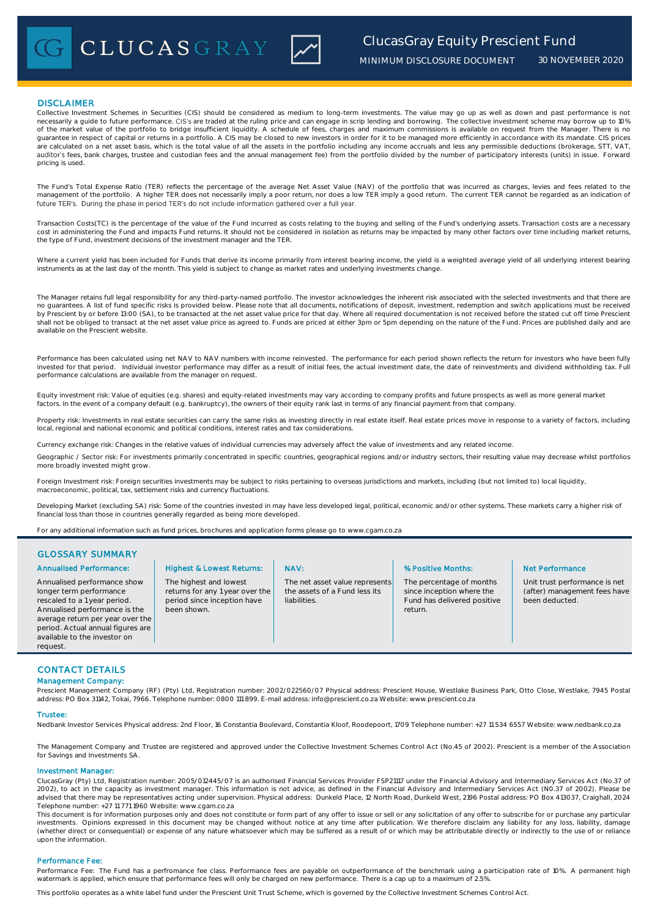# ClucasGray Equity Prescient Fund

MINIMUM DISCLOSURE DOCUMENT 30 NOVEMBER 2020

## DISCLAIMER

Collective Investment Schemes in Securities (CIS) should be considered as medium to long-term investments. The value may go up as well as down and past performance is not necessarily a guide to future performance. CIS's are traded at the ruling price and can engage in scrip lending and borrowing. The collective investment scheme may borrow up to 10% of the market value of the portfolio to bridge insufficient liquidity. A schedule of fees, charges and maximum commissions is available on request from the Manager. There is no guarantee in respect of capital or returns in a portfolio. A CIS may be closed to new investors in order for it to be managed more efficiently in accordance with its mandate. CIS prices are calculated on a net asset basis, which is the total value of all the assets in the portfolio including any income accruals and less any permissible deductions (brokerage, STT, VAT, auditor's fees, bank charges, trustee and custodian fees and the annual management fee) from the portfolio divided by the number of participatory interests (units) in issue. Forward pricing is used.

The Fund's Total Expense Ratio (TER) reflects the percentage of the average Net Asset Value (NAV) of the portfolio that was incurred as charges, levies and fees related to the management of the portfolio. A higher TER does not necessarily imply a poor return, nor does a low TER imply a good return. The current TER cannot be regarded as an indication of future TER's. During the phase in period TER's do not include information gathered over a full year.

Transaction Costs(TC) is the percentage of the value of the Fund incurred as costs relating to the buying and selling of the Fund's underlying assets. Transaction costs are a necessary cost in administering the Fund and impacts Fund returns. It should not be considered in isolation as returns may be impacted by many other factors over time including market returns, the type of Fund, investment decisions of the investment manager and the TER.

Where a current yield has been included for Funds that derive its income primarily from interest bearing income, the yield is a weighted average yield of all underlying interest bearing instruments as at the last day of the month. This yield is subject to change as market rates and underlying investments change.

The Manager retains full legal responsibility for any third-party-named portfolio. The investor acknowledges the inherent risk associated with the selected investments and that there are no guarantees. A list of fund specific risks is provided below. Please note that all documents, notifications of deposit, investment, redemption and switch applications must be received by Prescient by or before 13:00 (SA), to be transacted at the net asset value price for that day. Where all required documentation is not received before the stated cut off time Prescient shall not be obliged to transact at the net asset value price as agreed to. Funds are priced at either 3pm or 5pm depending on the nature of the Fund. Prices are published daily and are available on the Prescient website.

Performance has been calculated using net NAV to NAV numbers with income reinvested. The performance for each period shown reflects the return for investors who have been fully invested for that period. Individual investor performance may differ as a result of initial fees, the actual investment date, the date of reinvestments and dividend withholding tax. Full performance calculations are available from the manager on request.

Equity investment risk: Value of equities (e.g. shares) and equity-related investments may vary according to company profits and future prospects as well as more general market factors. In the event of a company default (e.g. bankruptcy), the owners of their equity rank last in terms of any financial payment from that company.

Property risk: Investments in real estate securities can carry the same risks as investing directly in real estate itself. Real estate prices move in response to a variety of factors, including local, regional and national economic and political conditions, interest rates and tax considerations.

Currency exchange risk: Changes in the relative values of individual currencies may adversely affect the value of investments and any related income.

Geographic / Sector risk: For investments primarily concentrated in specific countries, geographical regions and/or industry sectors, their resulting value may decrease whilst portfolios more broadly invested might grow.

Foreign Investment risk: Foreign securities investments may be subject to risks pertaining to overseas jurisdictions and markets, including (but not limited to) local liquidity, macroeconomic, political, tax, settlement risks and currency fluctuations.

Developing Market (excluding SA) risk: Some of the countries invested in may have less developed legal, political, economic and/or other systems. These markets carry a higher risk of financial loss than those in countries generally regarded as being more developed.

For any additional information such as fund prices, brochures and application forms please go to www.cgam.co.za

## GLOSSARY SUMMARY

**Annualised Performance:** Annualised performance show longer term performance rescaled to a 1 year period. Annualised performance is the average return per year over the period. Actual annual figures are available to the investor on request.

**Highest & Lowest Returns:** The highest and lowest returns for any 1 year over the period since inception have been shown.

**NAV:** The net asset value represents the assets of a Fund less its liabilities.

**% Positive Months:** The percentage of months since inception where the Fund has delivered positive return.

**Net Performance** Unit trust performance is net (after) management fees have been deducted.

## CONTACT DETAILS

### Management Company:

Prescient Management Company (RF) (Pty) Ltd, Registration number: 2002/022560/07 Physical address: Prescient House, Westlake Business Park, Otto Close, Westlake, 7945 Postal address: PO Box 31142, Tokai, 7966. Telephone number: 0800 111 899. E-mail address: info@prescient.co.za Website: www.prescient.co.za

### Trustee:

Nedbank Investor Services Physical address: 2nd Floor, 16 Constantia Boulevard, Constantia Kloof, Roodepoort, 1709 Telephone number: +27 11 534 6557 Website: www.nedbank.co.za

The Management Company and Trustee are registered and approved under the Collective Investment Schemes Control Act (No.45 of 2002). Prescient is a member of the Association for Savings and Investments SA.

### Investment Manager:

ClucasGray (Pty) Ltd, Registration number: 2005/012445/07 is an authorised Financial Services Provider FSP21117 under the Financial Advisory and Intermediary Services Act (No.37 of 2002), to act in the capacity as investment manager. This information is not advice, as defined in the Financial Advisory and Intermediary Services Act (NO.37 of 2002). Please be advised that there may be representatives acting under supervision. Physical address: Dunkeld Place, 12 North Road, Dunkeld West, 2196 Postal address: PO Box 413037, Craighall, 2024 Telephone number: +27 11 771 1960 Website: www.cgam.co.za

This document is for information purposes only and does not constitute or form part of any offer to issue or sell or any solicitation of any offer to subscribe for or purchase any particular investments. Opinions expressed in this document may be changed without notice at any time after publication. We therefore disclaim any liability for any loss, liability, damage (whether direct or consequential) or expense of any nature whatsoever which may be suffered as a result of or which may be attributable directly or indirectly to the use of or reliance upon the information.

### Performance Fee:

Performance Fee: The Fund has a perfromance fee class. Performance fees are payable on outperformance of the benchmark using a participation rate of 10%. A permanent high watermark is applied, which ensure that performance fees will only be charged on new performance. There is a cap up to a maximum of 2.5%.

This portfolio operates as a white label fund under the Prescient Unit Trust Scheme, which is governed by the Collective Investment Schemes Control Act.